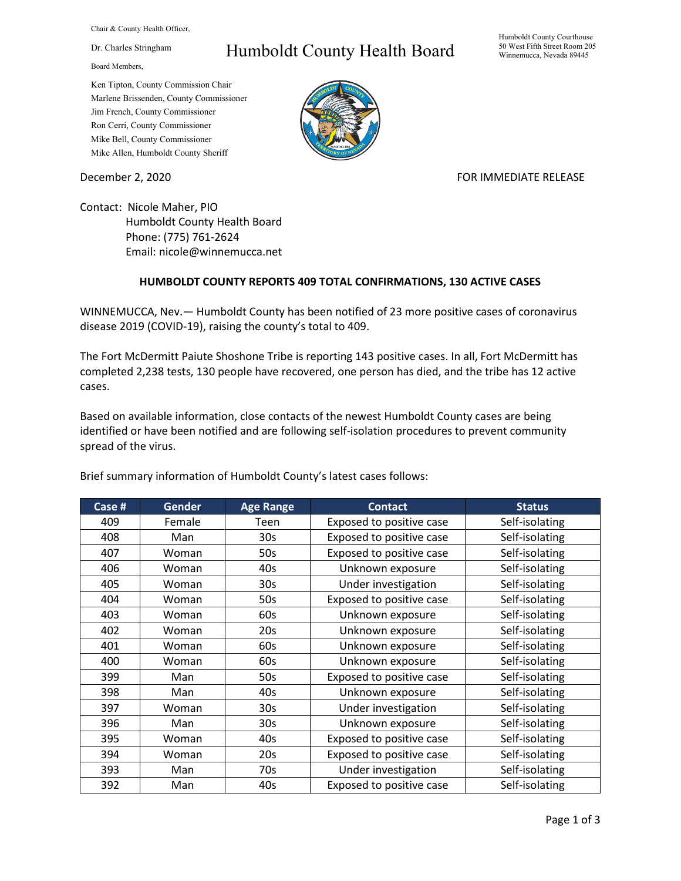Chair & County Health Officer,

Dr. Charles Stringham

# Humboldt County Health Board

Humboldt County Courthouse
50 West Fifth Street Room 205
Winnemucca, Nevada 89445

Board Members,

Ken Tipton, County Commission Chair
Marlene Brissenden, County Commissioner
Jim French, County Commissioner
Ron Cerri, County Commissioner
Mike Bell, County Commissioner
Mike Allen, Humboldt County Sheriff

December 2, 2020

FOR IMMEDIATE RELEASE

Contact: Nicole Maher, PIO
Humboldt County Health Board
Phone: (775) 761-2624
Email: nicole@winnemucca.net

**HUMBOLDT COUNTY REPORTS 409 TOTAL CONFIRMATIONS, 130 ACTIVE CASES**

WINNEMUCCA, Nev.— Humboldt County has been notified of 23 more positive cases of coronavirus disease 2019 (COVID-19), raising the county's total to 409.

The Fort McDermitt Paiute Shoshone Tribe is reporting 143 positive cases. In all, Fort McDermitt has completed 2,238 tests, 130 people have recovered, one person has died, and the tribe has 12 active cases.

Based on available information, close contacts of the newest Humboldt County cases are being identified or have been notified and are following self-isolation procedures to prevent community spread of the virus.

Brief summary information of Humboldt County's latest cases follows:

| Case # | Gender | Age Range | Contact | Status |
|---|---|---|---|---|
| 409 | Female | Teen | Exposed to positive case | Self-isolating |
| 408 | Man | 30s | Exposed to positive case | Self-isolating |
| 407 | Woman | 50s | Exposed to positive case | Self-isolating |
| 406 | Woman | 40s | Unknown exposure | Self-isolating |
| 405 | Woman | 30s | Under investigation | Self-isolating |
| 404 | Woman | 50s | Exposed to positive case | Self-isolating |
| 403 | Woman | 60s | Unknown exposure | Self-isolating |
| 402 | Woman | 20s | Unknown exposure | Self-isolating |
| 401 | Woman | 60s | Unknown exposure | Self-isolating |
| 400 | Woman | 60s | Unknown exposure | Self-isolating |
| 399 | Man | 50s | Exposed to positive case | Self-isolating |
| 398 | Man | 40s | Unknown exposure | Self-isolating |
| 397 | Woman | 30s | Under investigation | Self-isolating |
| 396 | Man | 30s | Unknown exposure | Self-isolating |
| 395 | Woman | 40s | Exposed to positive case | Self-isolating |
| 394 | Woman | 20s | Exposed to positive case | Self-isolating |
| 393 | Man | 70s | Under investigation | Self-isolating |
| 392 | Man | 40s | Exposed to positive case | Self-isolating |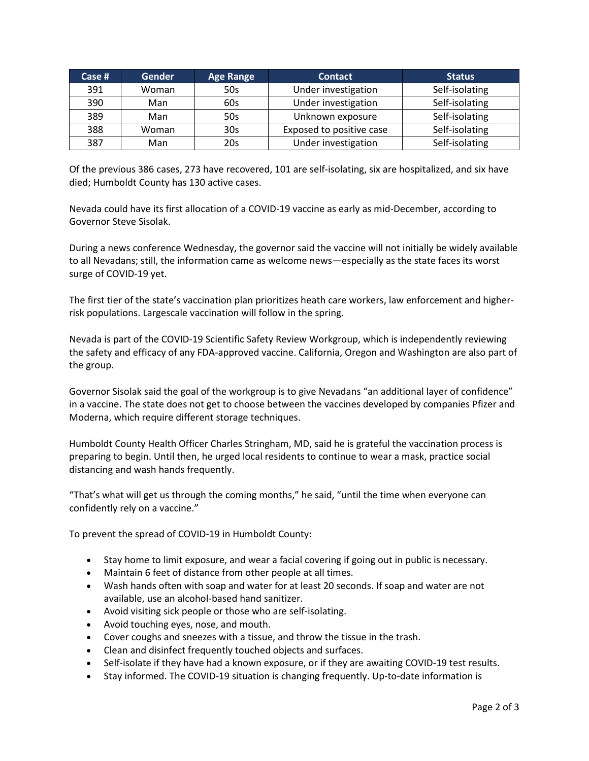| Case # | Gender | Age Range | Contact | Status |
| --- | --- | --- | --- | --- |
| 391 | Woman | 50s | Under investigation | Self-isolating |
| 390 | Man | 60s | Under investigation | Self-isolating |
| 389 | Man | 50s | Unknown exposure | Self-isolating |
| 388 | Woman | 30s | Exposed to positive case | Self-isolating |
| 387 | Man | 20s | Under investigation | Self-isolating |

Of the previous 386 cases, 273 have recovered, 101 are self-isolating, six are hospitalized, and six have died; Humboldt County has 130 active cases.

Nevada could have its first allocation of a COVID-19 vaccine as early as mid-December, according to Governor Steve Sisolak.

During a news conference Wednesday, the governor said the vaccine will not initially be widely available to all Nevadans; still, the information came as welcome news—especially as the state faces its worst surge of COVID-19 yet.

The first tier of the state's vaccination plan prioritizes heath care workers, law enforcement and higher-risk populations. Largescale vaccination will follow in the spring.

Nevada is part of the COVID-19 Scientific Safety Review Workgroup, which is independently reviewing the safety and efficacy of any FDA-approved vaccine. California, Oregon and Washington are also part of the group.

Governor Sisolak said the goal of the workgroup is to give Nevadans "an additional layer of confidence" in a vaccine. The state does not get to choose between the vaccines developed by companies Pfizer and Moderna, which require different storage techniques.

Humboldt County Health Officer Charles Stringham, MD, said he is grateful the vaccination process is preparing to begin. Until then, he urged local residents to continue to wear a mask, practice social distancing and wash hands frequently.

"That's what will get us through the coming months," he said, "until the time when everyone can confidently rely on a vaccine."

To prevent the spread of COVID-19 in Humboldt County:

- Stay home to limit exposure, and wear a facial covering if going out in public is necessary.
- Maintain 6 feet of distance from other people at all times.
- Wash hands often with soap and water for at least 20 seconds. If soap and water are not available, use an alcohol-based hand sanitizer.
- Avoid visiting sick people or those who are self-isolating.
- Avoid touching eyes, nose, and mouth.
- Cover coughs and sneezes with a tissue, and throw the tissue in the trash.
- Clean and disinfect frequently touched objects and surfaces.
- Self-isolate if they have had a known exposure, or if they are awaiting COVID-19 test results.
- Stay informed. The COVID-19 situation is changing frequently. Up-to-date information is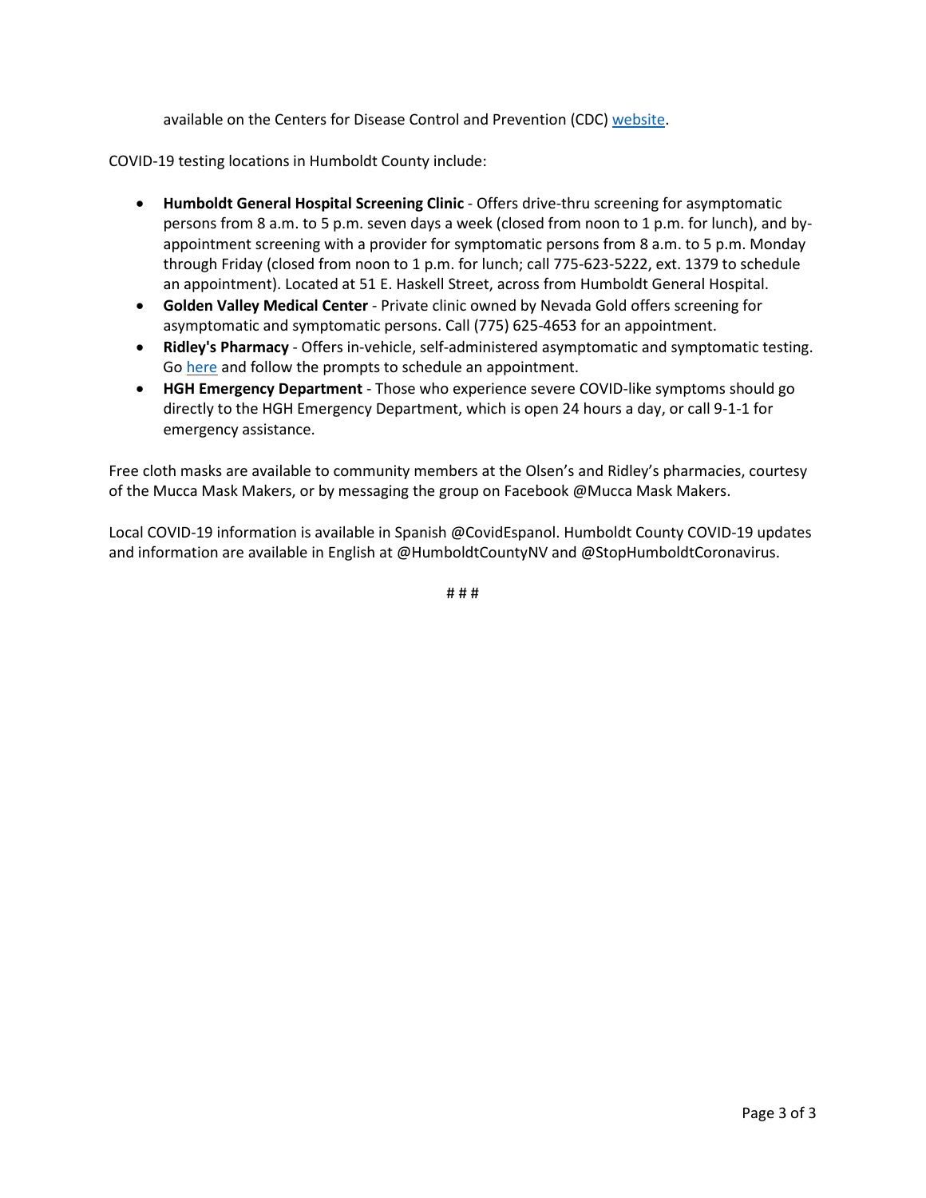available on the Centers for Disease Control and Prevention (CDC) website.

COVID-19 testing locations in Humboldt County include:

- **Humboldt General Hospital Screening Clinic** - Offers drive-thru screening for asymptomatic persons from 8 a.m. to 5 p.m. seven days a week (closed from noon to 1 p.m. for lunch), and by-appointment screening with a provider for symptomatic persons from 8 a.m. to 5 p.m. Monday through Friday (closed from noon to 1 p.m. for lunch; call 775-623-5222, ext. 1379 to schedule an appointment). Located at 51 E. Haskell Street, across from Humboldt General Hospital.
- **Golden Valley Medical Center** - Private clinic owned by Nevada Gold offers screening for asymptomatic and symptomatic persons. Call (775) 625-4653 for an appointment.
- **Ridley's Pharmacy** - Offers in-vehicle, self-administered asymptomatic and symptomatic testing. Go here and follow the prompts to schedule an appointment.
- **HGH Emergency Department** - Those who experience severe COVID-like symptoms should go directly to the HGH Emergency Department, which is open 24 hours a day, or call 9-1-1 for emergency assistance.

Free cloth masks are available to community members at the Olsen's and Ridley's pharmacies, courtesy of the Mucca Mask Makers, or by messaging the group on Facebook @Mucca Mask Makers.

Local COVID-19 information is available in Spanish @CovidEspanol. Humboldt County COVID-19 updates and information are available in English at @HumboldtCountyNV and @StopHumboldtCoronavirus.

# # #